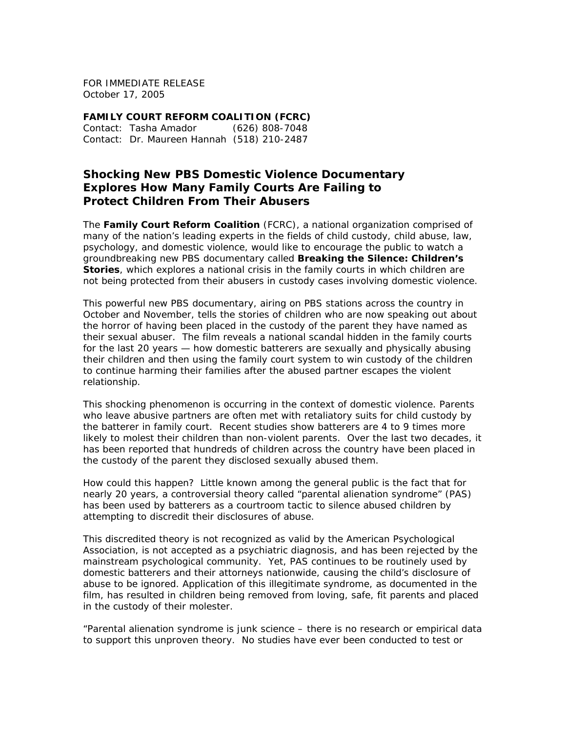FOR IMMEDIATE RELEASE
October 17, 2005

**FAMILY COURT REFORM COALITION (FCRC)**
Contact: Tasha Amador (626) 808-7048
Contact: Dr. Maureen Hannah (518) 210-2487

## Shocking New PBS Domestic Violence Documentary Explores How Many Family Courts Are Failing to Protect Children From Their Abusers

The **Family Court Reform Coalition** (FCRC), a national organization comprised of many of the nation's leading experts in the fields of child custody, child abuse, law, psychology, and domestic violence, would like to encourage the public to watch a groundbreaking new PBS documentary called **Breaking the Silence: Children's Stories**, which explores a national crisis in the family courts in which children are not being protected from their abusers in custody cases involving domestic violence.

This powerful new PBS documentary, airing on PBS stations across the country in October and November, tells the stories of children who are now speaking out about the horror of having been placed in the custody of the parent they have named as their sexual abuser. The film reveals a national scandal hidden in the family courts for the last 20 years — how domestic batterers are sexually and physically abusing their children and then using the family court system to win custody of the children to continue harming their families after the abused partner escapes the violent relationship.

This shocking phenomenon is occurring in the context of domestic violence. Parents who leave abusive partners are often met with retaliatory suits for child custody by the batterer in family court. Recent studies show batterers are 4 to 9 times more likely to molest their children than non-violent parents. Over the last two decades, it has been reported that hundreds of children across the country have been placed in the custody of the parent they disclosed sexually abused them.

How could this happen? Little known among the general public is the fact that for nearly 20 years, a controversial theory called "parental alienation syndrome" (PAS) has been used by batterers as a courtroom tactic to silence abused children by attempting to discredit their disclosures of abuse.

This discredited theory is not recognized as valid by the American Psychological Association, is not accepted as a psychiatric diagnosis, and has been rejected by the mainstream psychological community. Yet, PAS continues to be routinely used by domestic batterers and their attorneys nationwide, causing the child's disclosure of abuse to be ignored. Application of this illegitimate syndrome, as documented in the film, has resulted in children being removed from loving, safe, fit parents and placed in the custody of their molester.

"Parental alienation syndrome is junk science – there is no research or empirical data to support this unproven theory. No studies have ever been conducted to test or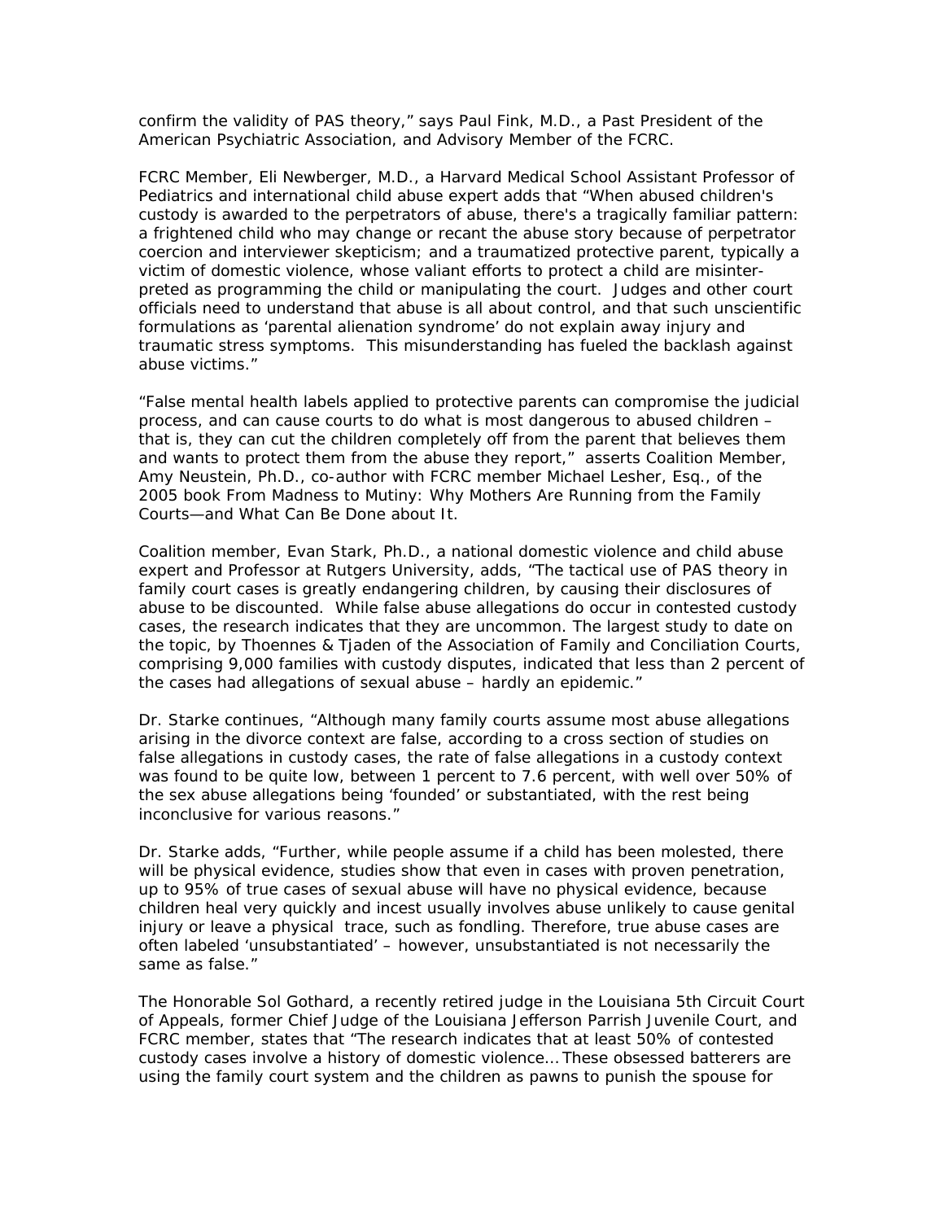confirm the validity of PAS theory," says Paul Fink, M.D., a Past President of the American Psychiatric Association, and Advisory Member of the FCRC.

FCRC Member, Eli Newberger, M.D., a Harvard Medical School Assistant Professor of Pediatrics and international child abuse expert adds that "When abused children's custody is awarded to the perpetrators of abuse, there's a tragically familiar pattern: a frightened child who may change or recant the abuse story because of perpetrator coercion and interviewer skepticism; and a traumatized protective parent, typically a victim of domestic violence, whose valiant efforts to protect a child are misinterpreted as programming the child or manipulating the court. Judges and other court officials need to understand that abuse is all about control, and that such unscientific formulations as 'parental alienation syndrome' do not explain away injury and traumatic stress symptoms. This misunderstanding has fueled the backlash against abuse victims."

"False mental health labels applied to protective parents can compromise the judicial process, and can cause courts to do what is most dangerous to abused children – that is, they can cut the children completely off from the parent that believes them and wants to protect them from the abuse they report," asserts Coalition Member, Amy Neustein, Ph.D., co-author with FCRC member Michael Lesher, Esq., of the 2005 book From Madness to Mutiny: Why Mothers Are Running from the Family Courts—and What Can Be Done about It.

Coalition member, Evan Stark, Ph.D., a national domestic violence and child abuse expert and Professor at Rutgers University, adds, "The tactical use of PAS theory in family court cases is greatly endangering children, by causing their disclosures of abuse to be discounted. While false abuse allegations do occur in contested custody cases, the research indicates that they are uncommon. The largest study to date on the topic, by Thoennes & Tjaden of the Association of Family and Conciliation Courts, comprising 9,000 families with custody disputes, indicated that less than 2 percent of the cases had allegations of sexual abuse – hardly an epidemic."

Dr. Starke continues, "Although many family courts assume most abuse allegations arising in the divorce context are false, according to a cross section of studies on false allegations in custody cases, the rate of false allegations in a custody context was found to be quite low, between 1 percent to 7.6 percent, with well over 50% of the sex abuse allegations being 'founded' or substantiated, with the rest being inconclusive for various reasons."

Dr. Starke adds, "Further, while people assume if a child has been molested, there will be physical evidence, studies show that even in cases with proven penetration, up to 95% of true cases of sexual abuse will have no physical evidence, because children heal very quickly and incest usually involves abuse unlikely to cause genital injury or leave a physical trace, such as fondling. Therefore, true abuse cases are often labeled 'unsubstantiated' – however, unsubstantiated is not necessarily the same as false."

The Honorable Sol Gothard, a recently retired judge in the Louisiana 5th Circuit Court of Appeals, former Chief Judge of the Louisiana Jefferson Parrish Juvenile Court, and FCRC member, states that "The research indicates that at least 50% of contested custody cases involve a history of domestic violence… These obsessed batterers are using the family court system and the children as pawns to punish the spouse for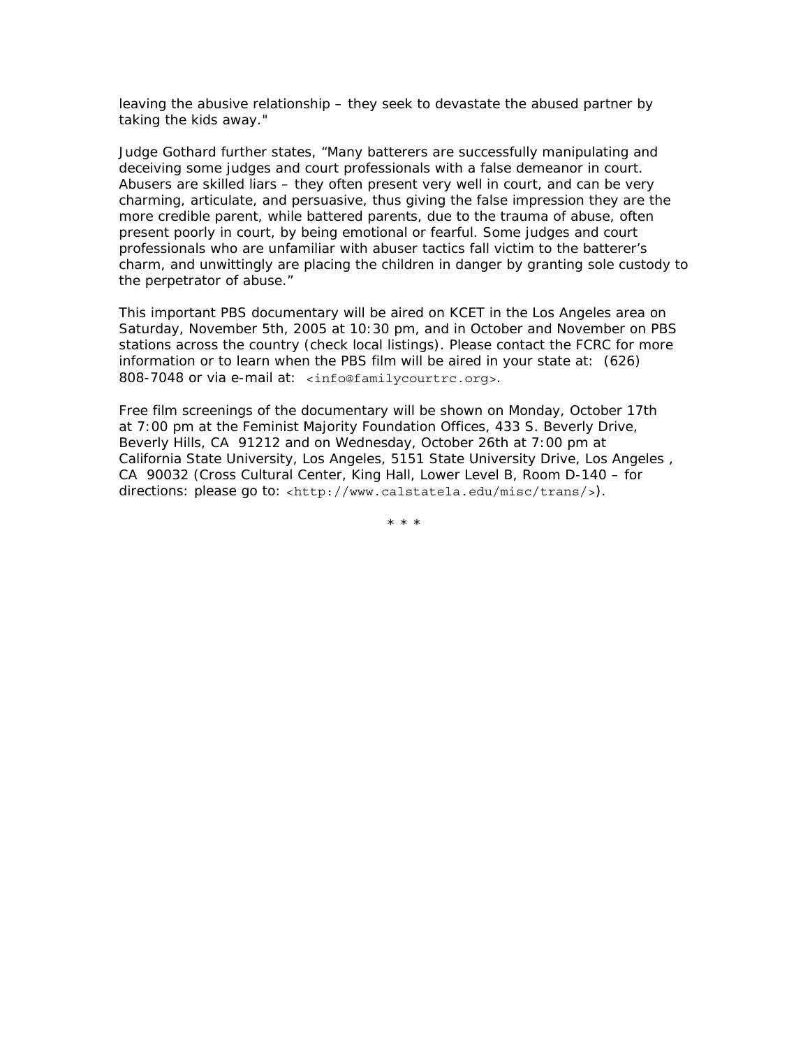leaving the abusive relationship – they seek to devastate the abused partner by taking the kids away."

Judge Gothard further states, "Many batterers are successfully manipulating and deceiving some judges and court professionals with a false demeanor in court. Abusers are skilled liars – they often present very well in court, and can be very charming, articulate, and persuasive, thus giving the false impression they are the more credible parent, while battered parents, due to the trauma of abuse, often present poorly in court, by being emotional or fearful. Some judges and court professionals who are unfamiliar with abuser tactics fall victim to the batterer's charm, and unwittingly are placing the children in danger by granting sole custody to the perpetrator of abuse."

This important PBS documentary will be aired on KCET in the Los Angeles area on Saturday, November 5th, 2005 at 10:30 pm, and in October and November on PBS stations across the country (check local listings). Please contact the FCRC for more information or to learn when the PBS film will be aired in your state at: (626) 808-7048 or via e-mail at: <info@familycourtrc.org>.

Free film screenings of the documentary will be shown on Monday, October 17th at 7:00 pm at the Feminist Majority Foundation Offices, 433 S. Beverly Drive, Beverly Hills, CA 91212 and on Wednesday, October 26th at 7:00 pm at California State University, Los Angeles, 5151 State University Drive, Los Angeles , CA 90032 (Cross Cultural Center, King Hall, Lower Level B, Room D-140 – for directions: please go to: <http://www.calstatela.edu/misc/trans/>).

\* \* \*